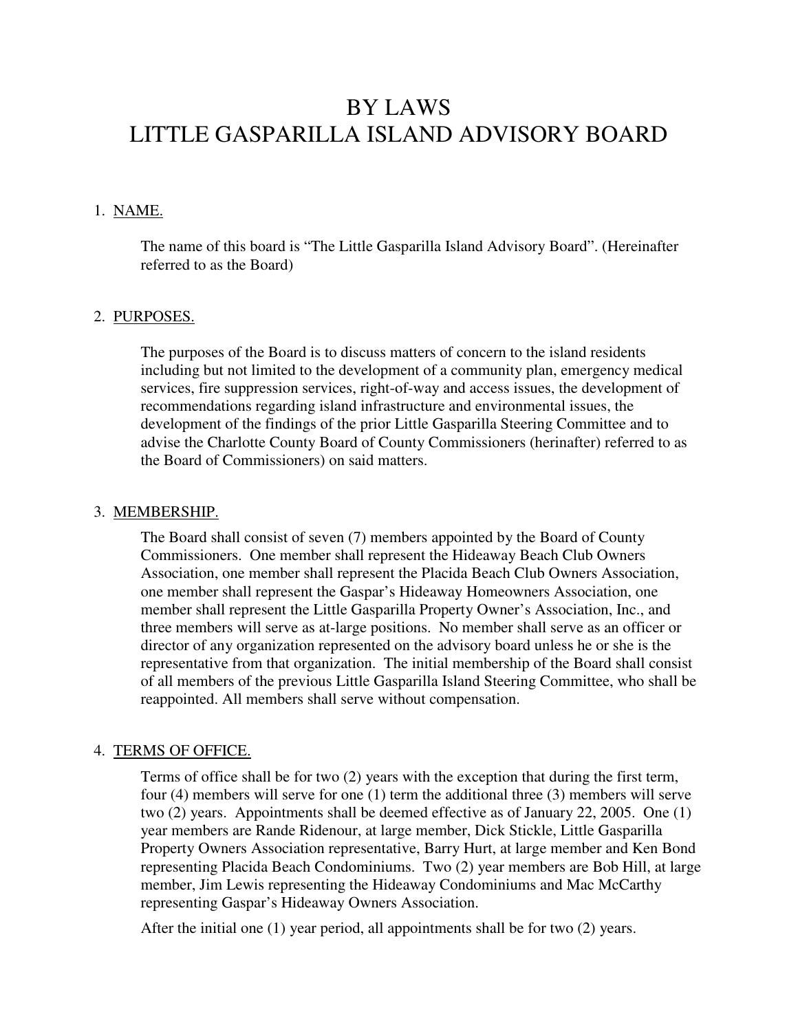# BY LAWS
# LITTLE GASPARILLA ISLAND ADVISORY BOARD

1. NAME.

   The name of this board is "The Little Gasparilla Island Advisory Board". (Hereinafter referred to as the Board)

2. PURPOSES.

   The purposes of the Board is to discuss matters of concern to the island residents including but not limited to the development of a community plan, emergency medical services, fire suppression services, right-of-way and access issues, the development of recommendations regarding island infrastructure and environmental issues, the development of the findings of the prior Little Gasparilla Steering Committee and to advise the Charlotte County Board of County Commissioners (herinafter) referred to as the Board of Commissioners) on said matters.

3. MEMBERSHIP.

   The Board shall consist of seven (7) members appointed by the Board of County Commissioners. One member shall represent the Hideaway Beach Club Owners Association, one member shall represent the Placida Beach Club Owners Association, one member shall represent the Gaspar's Hideaway Homeowners Association, one member shall represent the Little Gasparilla Property Owner's Association, Inc., and three members will serve as at-large positions. No member shall serve as an officer or director of any organization represented on the advisory board unless he or she is the representative from that organization. The initial membership of the Board shall consist of all members of the previous Little Gasparilla Island Steering Committee, who shall be reappointed. All members shall serve without compensation.

4. TERMS OF OFFICE.

   Terms of office shall be for two (2) years with the exception that during the first term, four (4) members will serve for one (1) term the additional three (3) members will serve two (2) years. Appointments shall be deemed effective as of January 22, 2005. One (1) year members are Rande Ridenour, at large member, Dick Stickle, Little Gasparilla Property Owners Association representative, Barry Hurt, at large member and Ken Bond representing Placida Beach Condominiums. Two (2) year members are Bob Hill, at large member, Jim Lewis representing the Hideaway Condominiums and Mac McCarthy representing Gaspar's Hideaway Owners Association.

   After the initial one (1) year period, all appointments shall be for two (2) years.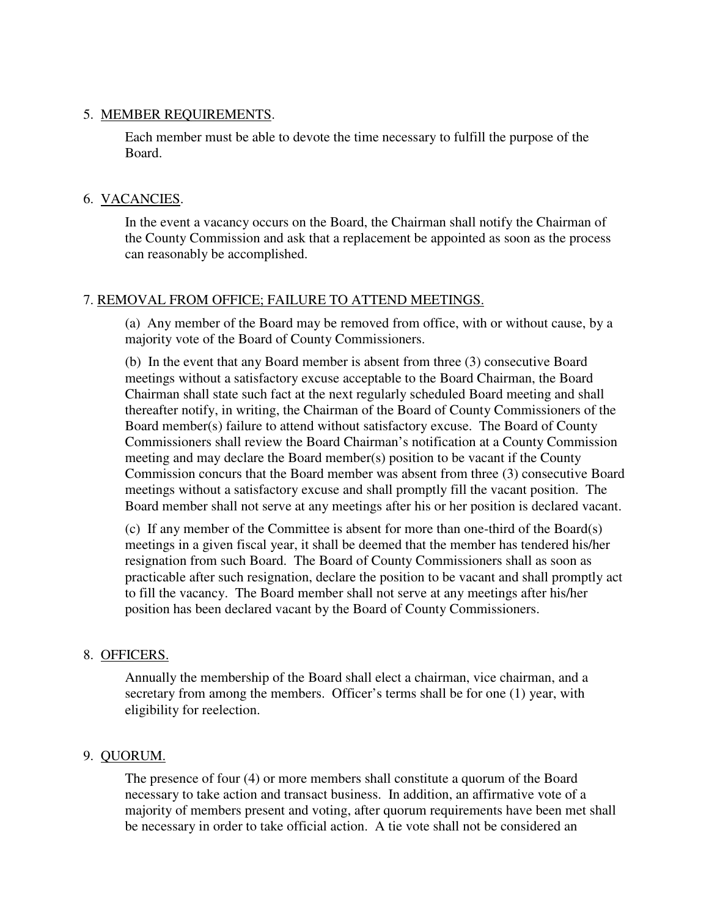5. MEMBER REQUIREMENTS.

Each member must be able to devote the time necessary to fulfill the purpose of the Board.

6. VACANCIES.

In the event a vacancy occurs on the Board, the Chairman shall notify the Chairman of the County Commission and ask that a replacement be appointed as soon as the process can reasonably be accomplished.

7. REMOVAL FROM OFFICE; FAILURE TO ATTEND MEETINGS.

(a) Any member of the Board may be removed from office, with or without cause, by a majority vote of the Board of County Commissioners.

(b) In the event that any Board member is absent from three (3) consecutive Board meetings without a satisfactory excuse acceptable to the Board Chairman, the Board Chairman shall state such fact at the next regularly scheduled Board meeting and shall thereafter notify, in writing, the Chairman of the Board of County Commissioners of the Board member(s) failure to attend without satisfactory excuse. The Board of County Commissioners shall review the Board Chairman's notification at a County Commission meeting and may declare the Board member(s) position to be vacant if the County Commission concurs that the Board member was absent from three (3) consecutive Board meetings without a satisfactory excuse and shall promptly fill the vacant position. The Board member shall not serve at any meetings after his or her position is declared vacant.

(c) If any member of the Committee is absent for more than one-third of the Board(s) meetings in a given fiscal year, it shall be deemed that the member has tendered his/her resignation from such Board. The Board of County Commissioners shall as soon as practicable after such resignation, declare the position to be vacant and shall promptly act to fill the vacancy. The Board member shall not serve at any meetings after his/her position has been declared vacant by the Board of County Commissioners.

8. OFFICERS.

Annually the membership of the Board shall elect a chairman, vice chairman, and a secretary from among the members. Officer's terms shall be for one (1) year, with eligibility for reelection.

9. QUORUM.

The presence of four (4) or more members shall constitute a quorum of the Board necessary to take action and transact business. In addition, an affirmative vote of a majority of members present and voting, after quorum requirements have been met shall be necessary in order to take official action. A tie vote shall not be considered an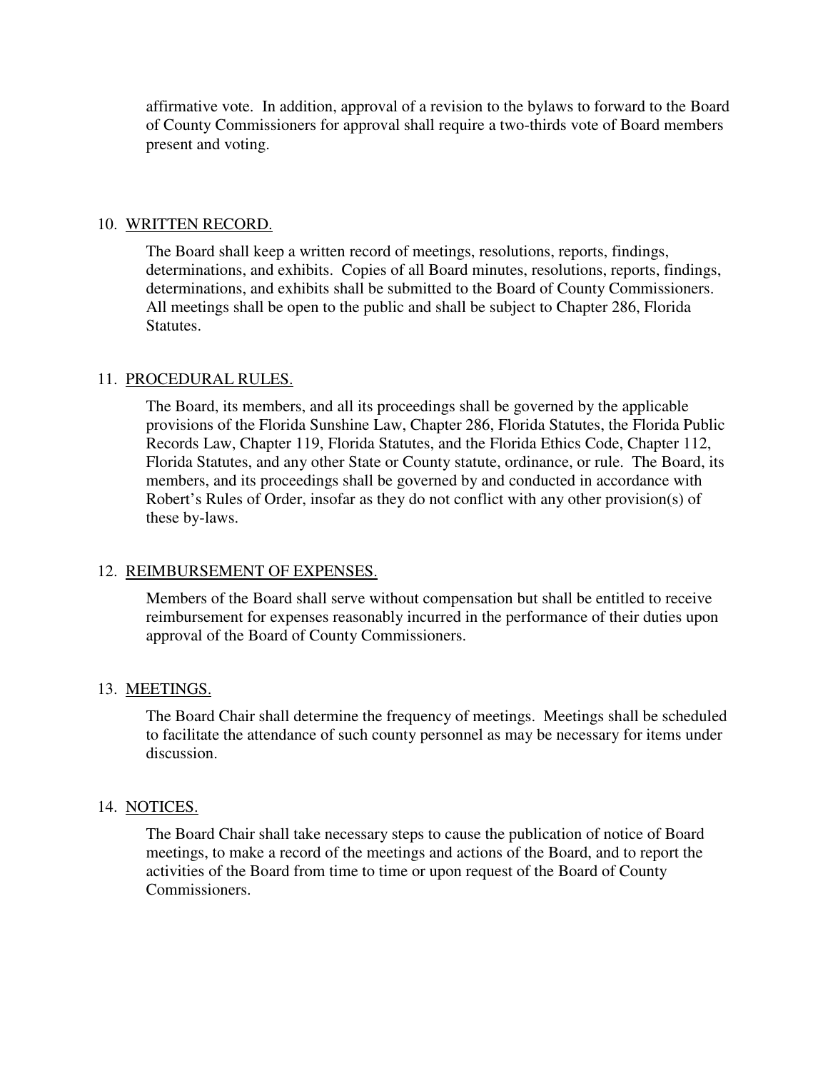affirmative vote. In addition, approval of a revision to the bylaws to forward to the Board of County Commissioners for approval shall require a two-thirds vote of Board members present and voting.

10. WRITTEN RECORD.

    The Board shall keep a written record of meetings, resolutions, reports, findings, determinations, and exhibits. Copies of all Board minutes, resolutions, reports, findings, determinations, and exhibits shall be submitted to the Board of County Commissioners. All meetings shall be open to the public and shall be subject to Chapter 286, Florida Statutes.

11. PROCEDURAL RULES.

    The Board, its members, and all its proceedings shall be governed by the applicable provisions of the Florida Sunshine Law, Chapter 286, Florida Statutes, the Florida Public Records Law, Chapter 119, Florida Statutes, and the Florida Ethics Code, Chapter 112, Florida Statutes, and any other State or County statute, ordinance, or rule. The Board, its members, and its proceedings shall be governed by and conducted in accordance with Robert's Rules of Order, insofar as they do not conflict with any other provision(s) of these by-laws.

12. REIMBURSEMENT OF EXPENSES.

    Members of the Board shall serve without compensation but shall be entitled to receive reimbursement for expenses reasonably incurred in the performance of their duties upon approval of the Board of County Commissioners.

13. MEETINGS.

    The Board Chair shall determine the frequency of meetings. Meetings shall be scheduled to facilitate the attendance of such county personnel as may be necessary for items under discussion.

14. NOTICES.

    The Board Chair shall take necessary steps to cause the publication of notice of Board meetings, to make a record of the meetings and actions of the Board, and to report the activities of the Board from time to time or upon request of the Board of County Commissioners.